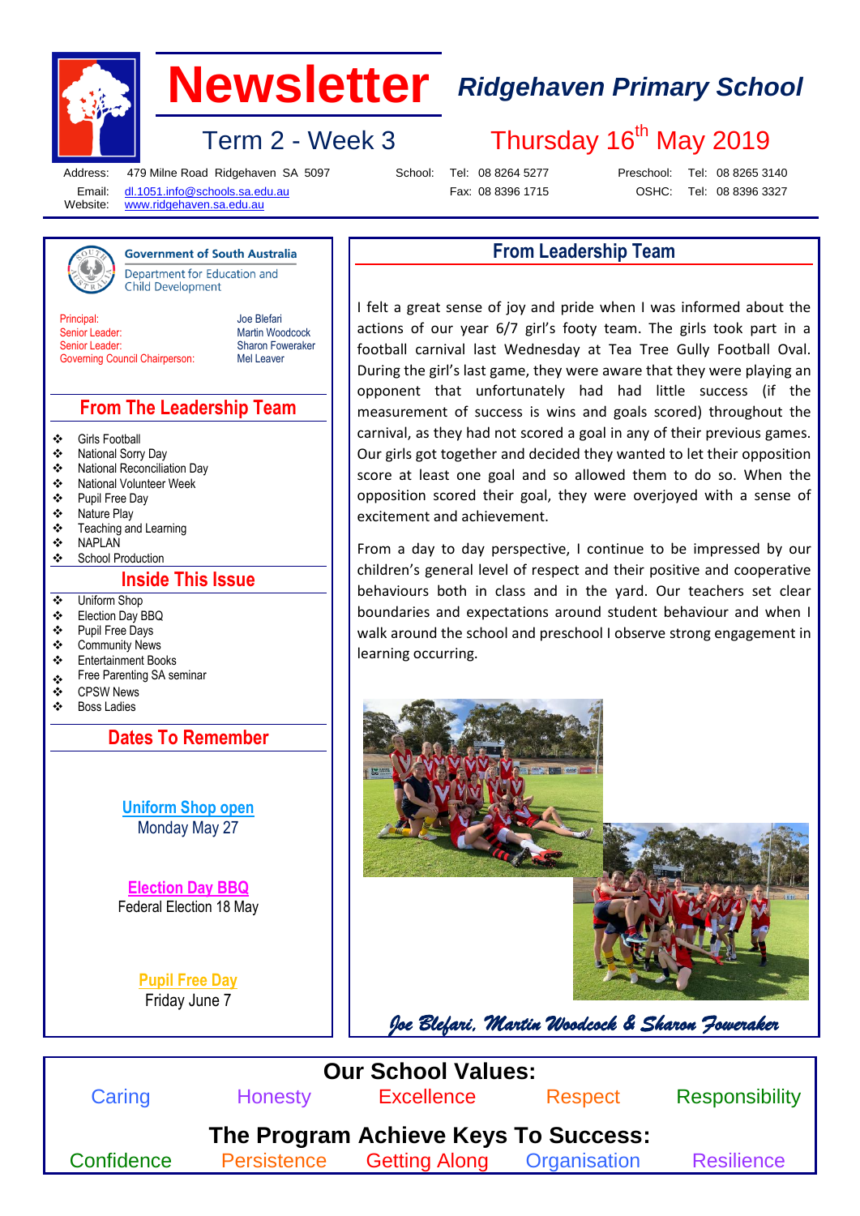# Newsletter

## Ridgehaven Primary School

Term 2 - Week 3

Thursday 16th May 2019

Address: 479 Milne Road Ridgehaven SA 5097
Email: dl.1051.info@schools.sa.edu.au
Website: www.ridgehaven.sa.edu.au

School: Tel: 08 8264 5277 Fax: 08 8396 1715

Preschool: Tel: 08 8265 3140
OSHC: Tel: 08 8396 3327

Government of South Australia
Department for Education and Child Development

| | |
|---|---|
| Principal: | Joe Blefari |
| Senior Leader: | Martin Woodcock |
| Senior Leader: | Sharon Foweraker |
| Governing Council Chairperson: | Mel Leaver |

### From The Leadership Team

- Girls Football
- National Sorry Day
- National Reconciliation Day
- National Volunteer Week
- Pupil Free Day
- Nature Play
- Teaching and Learning
- NAPLAN
- School Production

### Inside This Issue

- Uniform Shop
- Election Day BBQ
- Pupil Free Days
- Community News
- Entertainment Books
- Free Parenting SA seminar
- CPSW News
- Boss Ladies

### Dates To Remember

**Uniform Shop open**
Monday May 27

**Election Day BBQ**
Federal Election 18 May

**Pupil Free Day**
Friday June 7

## From Leadership Team

I felt a great sense of joy and pride when I was informed about the actions of our year 6/7 girl's footy team. The girls took part in a football carnival last Wednesday at Tea Tree Gully Football Oval. During the girl's last game, they were aware that they were playing an opponent that unfortunately had had little success (if the measurement of success is wins and goals scored) throughout the carnival, as they had not scored a goal in any of their previous games. Our girls got together and decided they wanted to let their opposition score at least one goal and so allowed them to do so. When the opposition scored their goal, they were overjoyed with a sense of excitement and achievement.

From a day to day perspective, I continue to be impressed by our children's general level of respect and their positive and cooperative behaviours both in class and in the yard. Our teachers set clear boundaries and expectations around student behaviour and when I walk around the school and preschool I observe strong engagement in learning occurring.

*Joe Blefari, Martin Woodcock & Sharon Foweraker*

**Our School Values:**

Caring | Honesty | Excellence | Respect | Responsibility

**The Program Achieve Keys To Success:**

Confidence | Persistence | Getting Along | Organisation | Resilience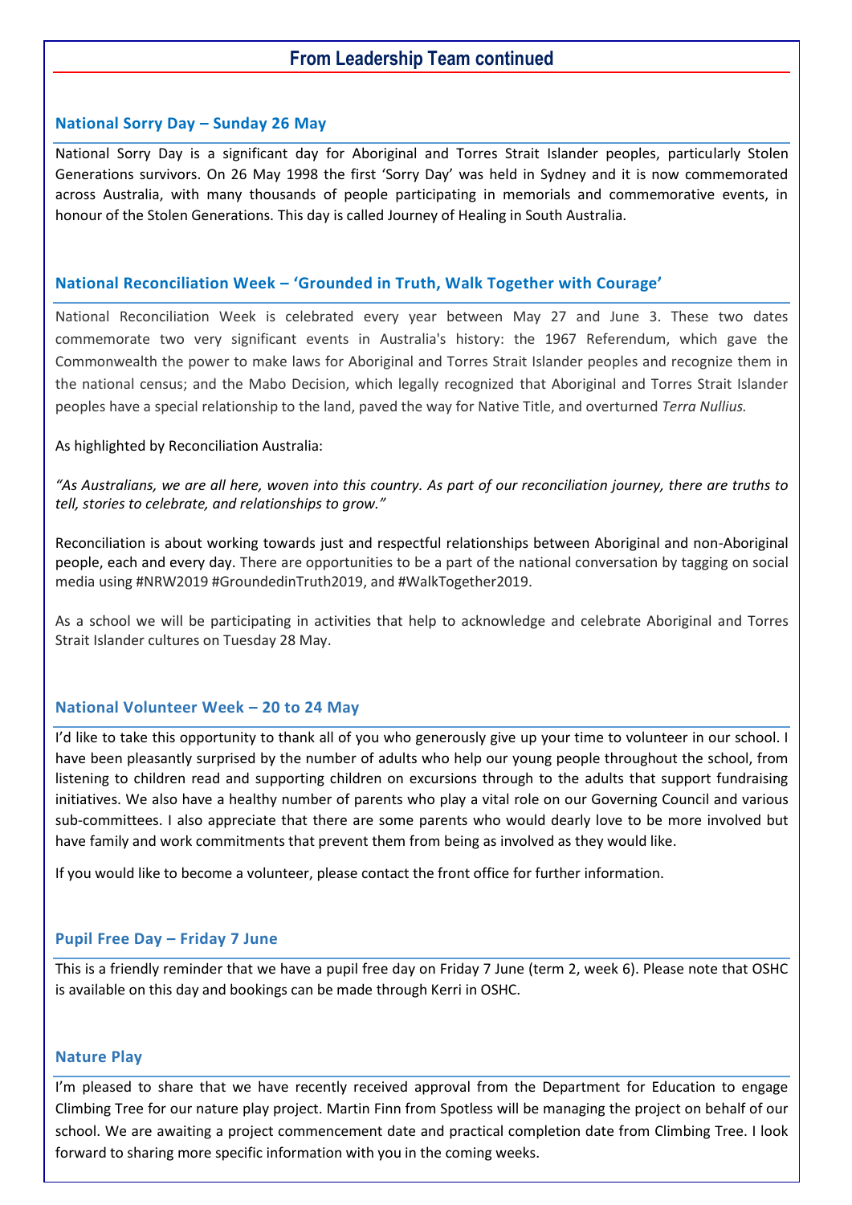## From Leadership Team continued

### National Sorry Day – Sunday 26 May

National Sorry Day is a significant day for Aboriginal and Torres Strait Islander peoples, particularly Stolen Generations survivors. On 26 May 1998 the first 'Sorry Day' was held in Sydney and it is now commemorated across Australia, with many thousands of people participating in memorials and commemorative events, in honour of the Stolen Generations. This day is called Journey of Healing in South Australia.

### National Reconciliation Week – 'Grounded in Truth, Walk Together with Courage'

National Reconciliation Week is celebrated every year between May 27 and June 3. These two dates commemorate two very significant events in Australia's history: the 1967 Referendum, which gave the Commonwealth the power to make laws for Aboriginal and Torres Strait Islander peoples and recognize them in the national census; and the Mabo Decision, which legally recognized that Aboriginal and Torres Strait Islander peoples have a special relationship to the land, paved the way for Native Title, and overturned *Terra Nullius.*

As highlighted by Reconciliation Australia:

*"As Australians, we are all here, woven into this country. As part of our reconciliation journey, there are truths to tell, stories to celebrate, and relationships to grow."*

Reconciliation is about working towards just and respectful relationships between Aboriginal and non-Aboriginal people, each and every day. There are opportunities to be a part of the national conversation by tagging on social media using #NRW2019 #GroundedinTruth2019, and #WalkTogether2019.

As a school we will be participating in activities that help to acknowledge and celebrate Aboriginal and Torres Strait Islander cultures on Tuesday 28 May.

### National Volunteer Week – 20 to 24 May

I'd like to take this opportunity to thank all of you who generously give up your time to volunteer in our school. I have been pleasantly surprised by the number of adults who help our young people throughout the school, from listening to children read and supporting children on excursions through to the adults that support fundraising initiatives. We also have a healthy number of parents who play a vital role on our Governing Council and various sub-committees. I also appreciate that there are some parents who would dearly love to be more involved but have family and work commitments that prevent them from being as involved as they would like.

If you would like to become a volunteer, please contact the front office for further information.

### Pupil Free Day – Friday 7 June

This is a friendly reminder that we have a pupil free day on Friday 7 June (term 2, week 6). Please note that OSHC is available on this day and bookings can be made through Kerri in OSHC.

### Nature Play

I'm pleased to share that we have recently received approval from the Department for Education to engage Climbing Tree for our nature play project. Martin Finn from Spotless will be managing the project on behalf of our school. We are awaiting a project commencement date and practical completion date from Climbing Tree. I look forward to sharing more specific information with you in the coming weeks.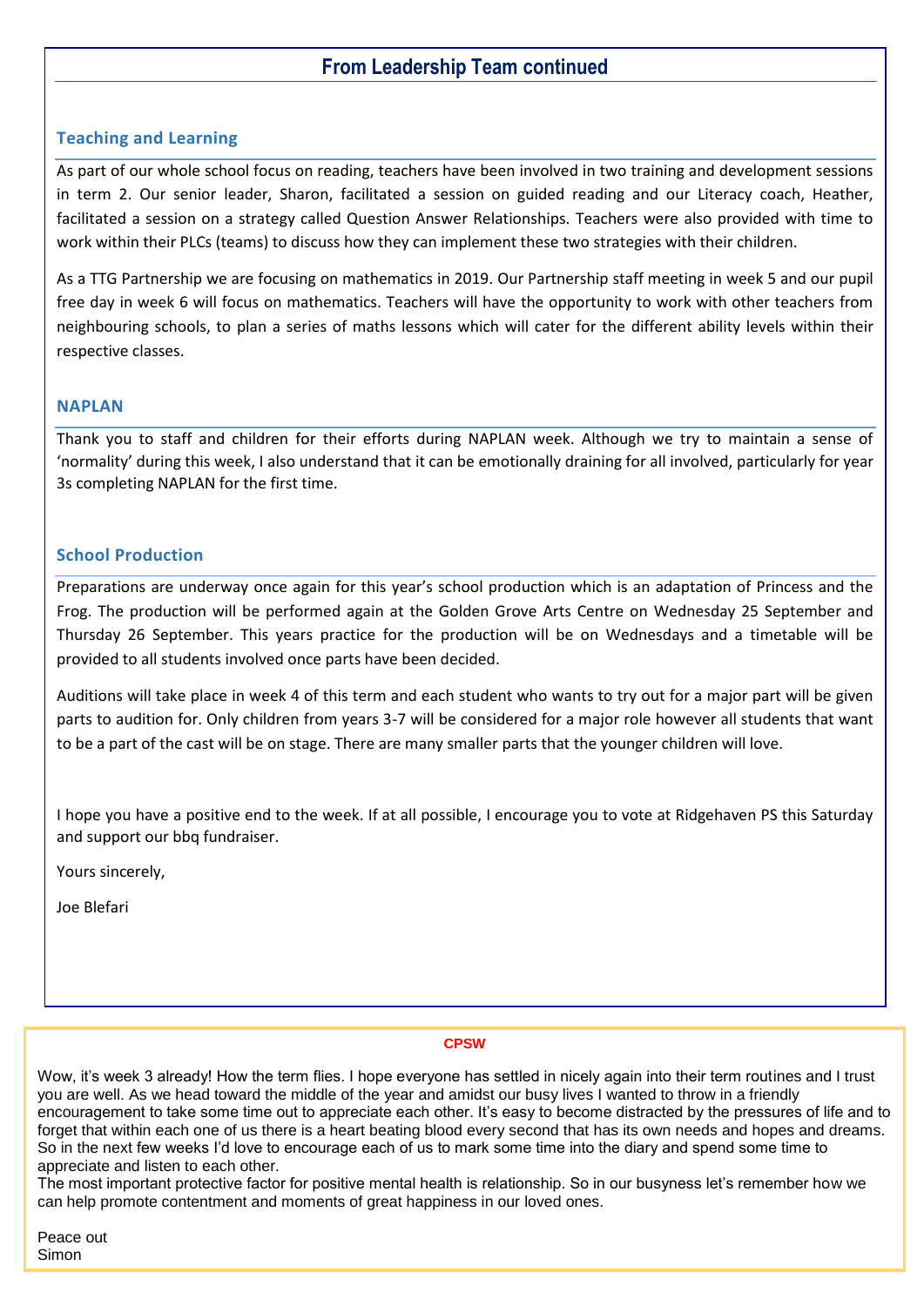## From Leadership Team continued

### Teaching and Learning

As part of our whole school focus on reading, teachers have been involved in two training and development sessions in term 2. Our senior leader, Sharon, facilitated a session on guided reading and our Literacy coach, Heather, facilitated a session on a strategy called Question Answer Relationships. Teachers were also provided with time to work within their PLCs (teams) to discuss how they can implement these two strategies with their children.

As a TTG Partnership we are focusing on mathematics in 2019. Our Partnership staff meeting in week 5 and our pupil free day in week 6 will focus on mathematics. Teachers will have the opportunity to work with other teachers from neighbouring schools, to plan a series of maths lessons which will cater for the different ability levels within their respective classes.

### NAPLAN

Thank you to staff and children for their efforts during NAPLAN week. Although we try to maintain a sense of 'normality' during this week, I also understand that it can be emotionally draining for all involved, particularly for year 3s completing NAPLAN for the first time.

### School Production

Preparations are underway once again for this year's school production which is an adaptation of Princess and the Frog. The production will be performed again at the Golden Grove Arts Centre on Wednesday 25 September and Thursday 26 September. This years practice for the production will be on Wednesdays and a timetable will be provided to all students involved once parts have been decided.

Auditions will take place in week 4 of this term and each student who wants to try out for a major part will be given parts to audition for. Only children from years 3-7 will be considered for a major role however all students that want to be a part of the cast will be on stage. There are many smaller parts that the younger children will love.

I hope you have a positive end to the week. If at all possible, I encourage you to vote at Ridgehaven PS this Saturday and support our bbq fundraiser.

Yours sincerely,

Joe Blefari

### CPSW

Wow, it's week 3 already! How the term flies. I hope everyone has settled in nicely again into their term routines and I trust you are well. As we head toward the middle of the year and amidst our busy lives I wanted to throw in a friendly encouragement to take some time out to appreciate each other. It's easy to become distracted by the pressures of life and to forget that within each one of us there is a heart beating blood every second that has its own needs and hopes and dreams. So in the next few weeks I'd love to encourage each of us to mark some time into the diary and spend some time to appreciate and listen to each other.

The most important protective factor for positive mental health is relationship. So in our busyness let's remember how we can help promote contentment and moments of great happiness in our loved ones.

Peace out
Simon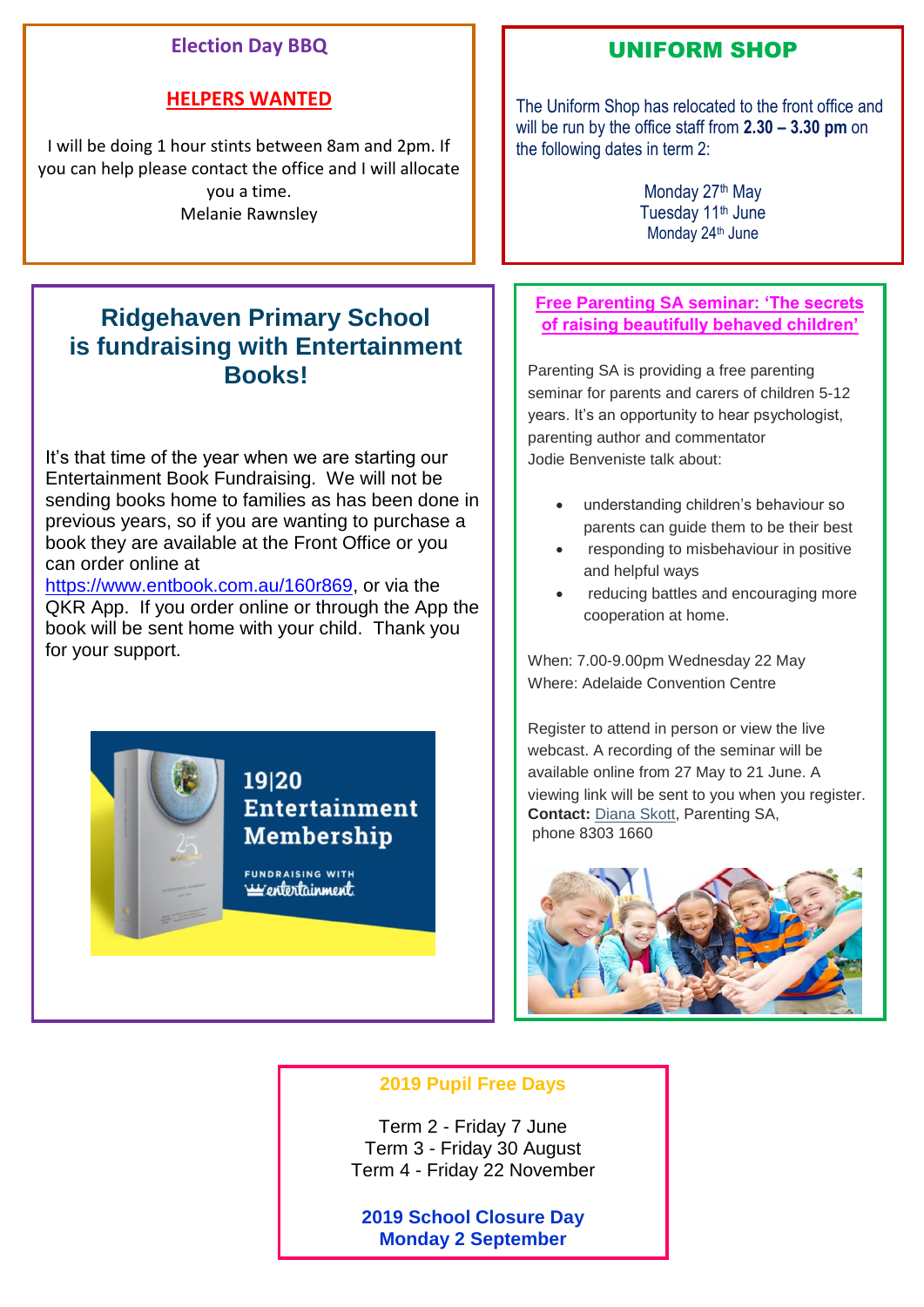## Election Day BBQ

**HELPERS WANTED**

I will be doing 1 hour stints between 8am and 2pm. If you can help please contact the office and I will allocate you a time.
Melanie Rawnsley

## UNIFORM SHOP

The Uniform Shop has relocated to the front office and will be run by the office staff from **2.30 – 3.30 pm** on the following dates in term 2:

Monday 27th May
Tuesday 11th June
Monday 24th June

## Ridgehaven Primary School is fundraising with Entertainment Books!

It's that time of the year when we are starting our Entertainment Book Fundraising. We will not be sending books home to families as has been done in previous years, so if you are wanting to purchase a book they are available at the Front Office or you can order online at https://www.entbook.com.au/160r869, or via the QKR App. If you order online or through the App the book will be sent home with your child. Thank you for your support.

19|20 Entertainment Membership

FUNDRAISING WITH entertainment

## Free Parenting SA seminar: 'The secrets of raising beautifully behaved children'

Parenting SA is providing a free parenting seminar for parents and carers of children 5-12 years. It's an opportunity to hear psychologist, parenting author and commentator Jodie Benveniste talk about:

- understanding children's behaviour so parents can guide them to be their best
- responding to misbehaviour in positive and helpful ways
- reducing battles and encouraging more cooperation at home.

When: 7.00-9.00pm Wednesday 22 May
Where: Adelaide Convention Centre

Register to attend in person or view the live webcast. A recording of the seminar will be available online from 27 May to 21 June. A viewing link will be sent to you when you register.
**Contact:** Diana Skott, Parenting SA, phone 8303 1660

## 2019 Pupil Free Days

Term 2 - Friday 7 June
Term 3 - Friday 30 August
Term 4 - Friday 22 November

**2019 School Closure Day**
**Monday 2 September**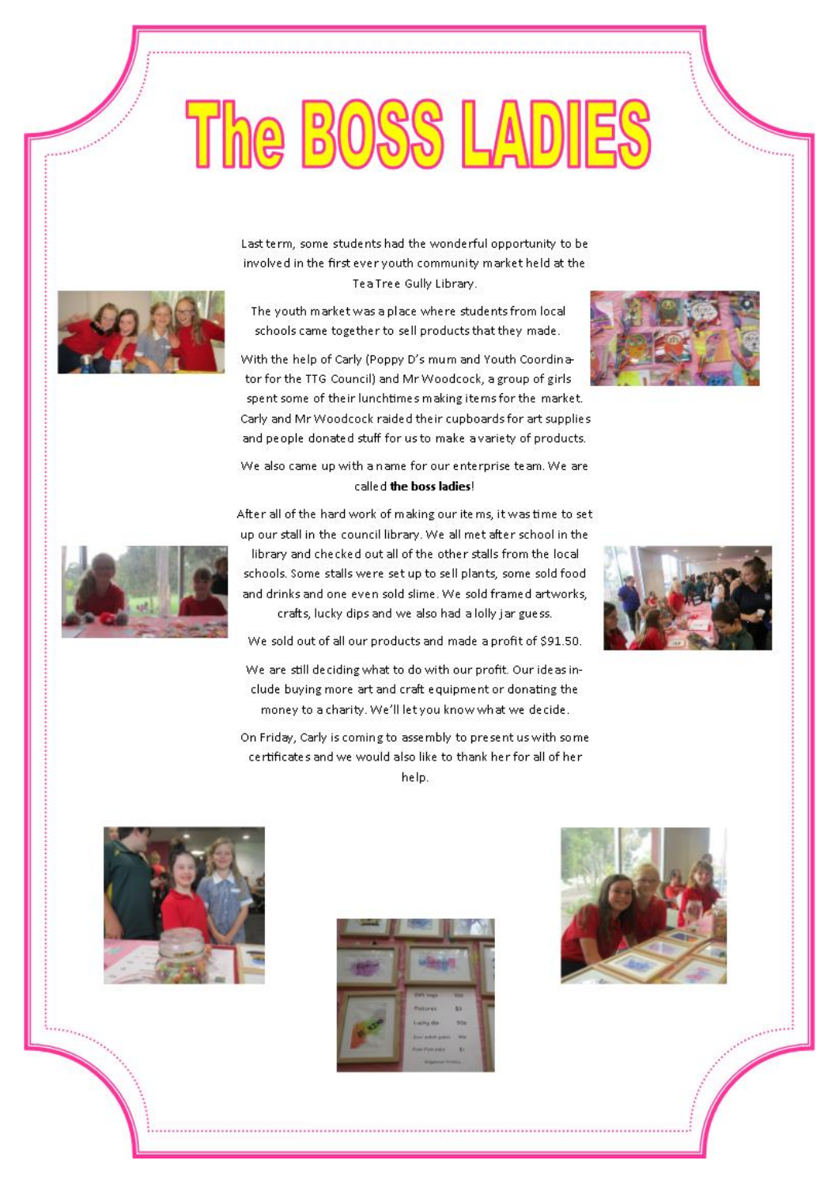# The BOSS LADIES

Last term, some students had the wonderful opportunity to be involved in the first ever youth community market held at the Tea Tree Gully Library.

The youth market was a place where students from local schools came together to sell products that they made.

With the help of Carly (Poppy D's mum and Youth Coordinator for the TTG Council) and Mr Woodcock, a group of girls spent some of their lunchtimes making items for the market. Carly and Mr Woodcock raided their cupboards for art supplies and people donated stuff for us to make a variety of products.

We also came up with a name for our enterprise team. We are called **the boss ladies**!

After all of the hard work of making our items, it was time to set up our stall in the council library. We all met after school in the library and checked out all of the other stalls from the local schools. Some stalls were set up to sell plants, some sold food and drinks and one even sold slime. We sold framed artworks, crafts, lucky dips and we also had a lolly jar guess.

We sold out of all our products and made a profit of $91.50.

We are still deciding what to do with our profit. Our ideas include buying more art and craft equipment or donating the money to a charity. We'll let you know what we decide.

On Friday, Carly is coming to assembly to present us with some certificates and we would also like to thank her for all of her help.